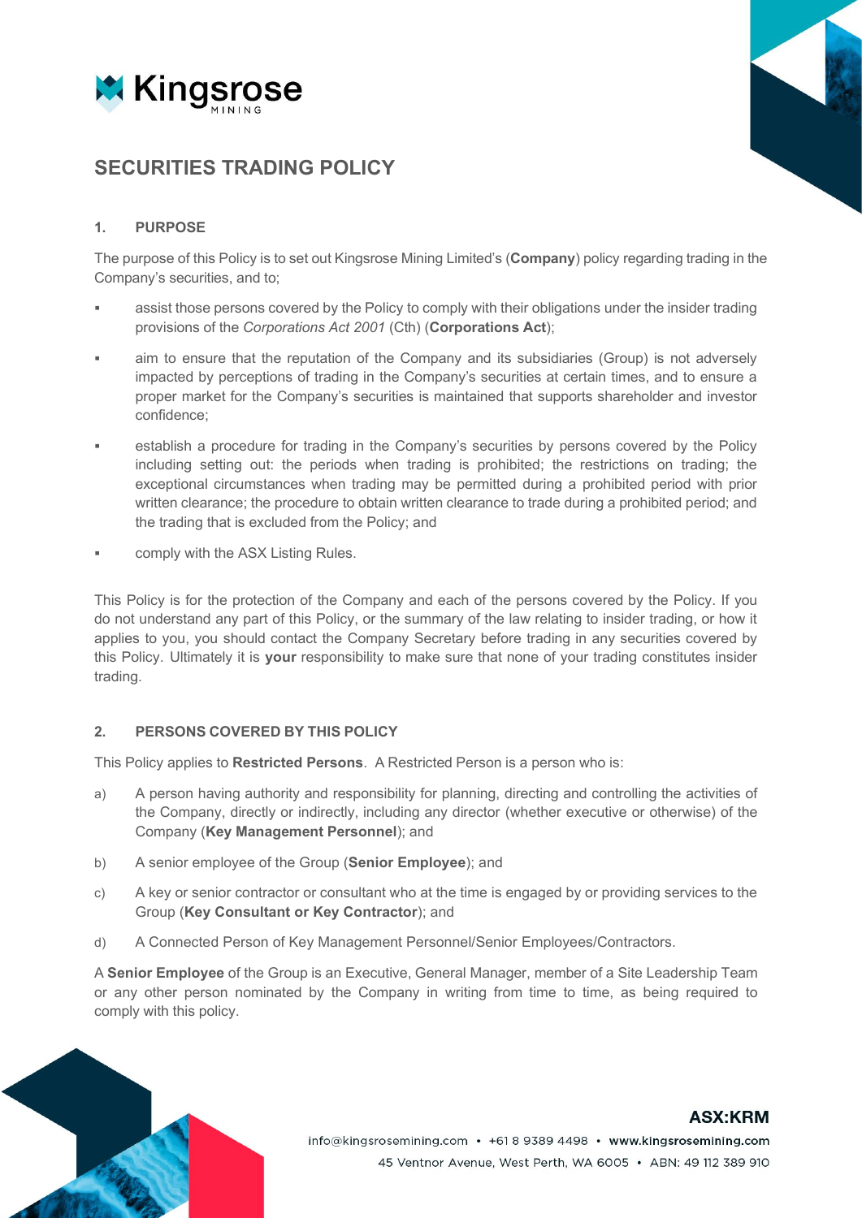# SECURITIES TRADING POLICY

## 1. PURPOSE

The purpose of this Policy is to set out Kingsrose Mining Limited's (**Company**) policy regarding trading in the Company's securities, and to;

- assist those persons covered by the Policy to comply with their obligations under the insider trading provisions of the *Corporations Act 2001* (Cth) (**Corporations Act**);
- aim to ensure that the reputation of the Company and its subsidiaries (Group) is not adversely impacted by perceptions of trading in the Company's securities at certain times, and to ensure a proper market for the Company's securities is maintained that supports shareholder and investor confidence;
- establish a procedure for trading in the Company's securities by persons covered by the Policy including setting out: the periods when trading is prohibited; the restrictions on trading; the exceptional circumstances when trading may be permitted during a prohibited period with prior written clearance; the procedure to obtain written clearance to trade during a prohibited period; and the trading that is excluded from the Policy; and
- comply with the ASX Listing Rules.

This Policy is for the protection of the Company and each of the persons covered by the Policy. If you do not understand any part of this Policy, or the summary of the law relating to insider trading, or how it applies to you, you should contact the Company Secretary before trading in any securities covered by this Policy. Ultimately it is **your** responsibility to make sure that none of your trading constitutes insider trading.

## 2. PERSONS COVERED BY THIS POLICY

This Policy applies to **Restricted Persons**. A Restricted Person is a person who is:

a) A person having authority and responsibility for planning, directing and controlling the activities of the Company, directly or indirectly, including any director (whether executive or otherwise) of the Company (**Key Management Personnel**); and

b) A senior employee of the Group (**Senior Employee**); and

c) A key or senior contractor or consultant who at the time is engaged by or providing services to the Group (**Key Consultant or Key Contractor**); and

d) A Connected Person of Key Management Personnel/Senior Employees/Contractors.

A **Senior Employee** of the Group is an Executive, General Manager, member of a Site Leadership Team or any other person nominated by the Company in writing from time to time, as being required to comply with this policy.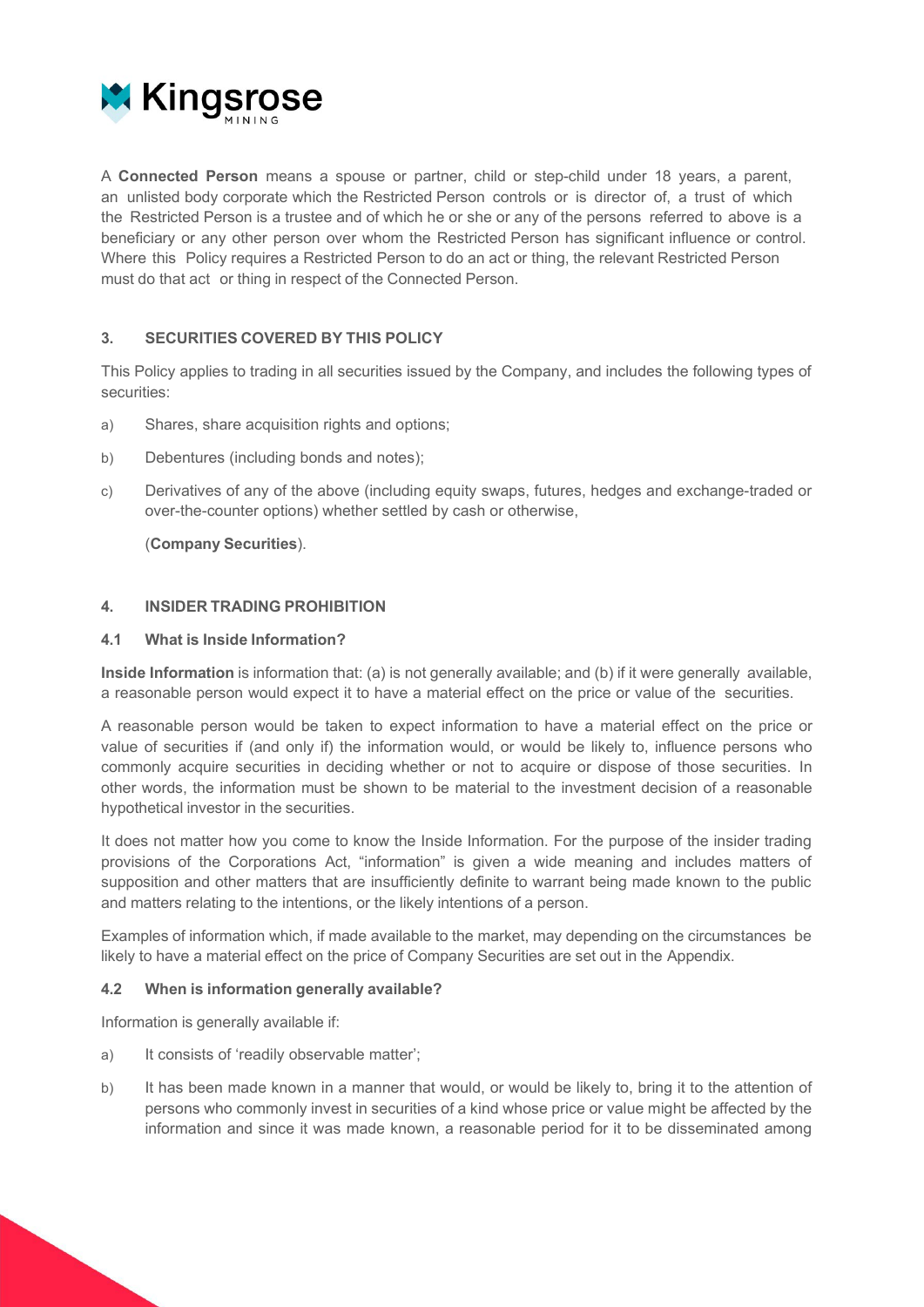A **Connected Person** means a spouse or partner, child or step-child under 18 years, a parent, an unlisted body corporate which the Restricted Person controls or is director of, a trust of which the Restricted Person is a trustee and of which he or she or any of the persons referred to above is a beneficiary or any other person over whom the Restricted Person has significant influence or control. Where this Policy requires a Restricted Person to do an act or thing, the relevant Restricted Person must do that act or thing in respect of the Connected Person.

### 3. SECURITIES COVERED BY THIS POLICY

This Policy applies to trading in all securities issued by the Company, and includes the following types of securities:

a) Shares, share acquisition rights and options;

b) Debentures (including bonds and notes);

c) Derivatives of any of the above (including equity swaps, futures, hedges and exchange-traded or over-the-counter options) whether settled by cash or otherwise,

(**Company Securities**).

### 4. INSIDER TRADING PROHIBITION

#### 4.1 What is Inside Information?

**Inside Information** is information that: (a) is not generally available; and (b) if it were generally available, a reasonable person would expect it to have a material effect on the price or value of the securities.

A reasonable person would be taken to expect information to have a material effect on the price or value of securities if (and only if) the information would, or would be likely to, influence persons who commonly acquire securities in deciding whether or not to acquire or dispose of those securities. In other words, the information must be shown to be material to the investment decision of a reasonable hypothetical investor in the securities.

It does not matter how you come to know the Inside Information. For the purpose of the insider trading provisions of the Corporations Act, "information" is given a wide meaning and includes matters of supposition and other matters that are insufficiently definite to warrant being made known to the public and matters relating to the intentions, or the likely intentions of a person.

Examples of information which, if made available to the market, may depending on the circumstances be likely to have a material effect on the price of Company Securities are set out in the Appendix.

#### 4.2 When is information generally available?

Information is generally available if:

a) It consists of 'readily observable matter';

b) It has been made known in a manner that would, or would be likely to, bring it to the attention of persons who commonly invest in securities of a kind whose price or value might be affected by the information and since it was made known, a reasonable period for it to be disseminated among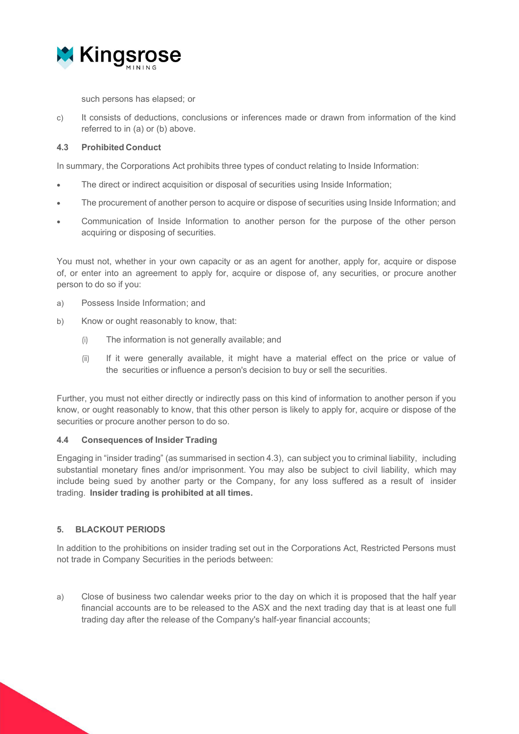such persons has elapsed; or

c) It consists of deductions, conclusions or inferences made or drawn from information of the kind referred to in (a) or (b) above.

### 4.3 Prohibited Conduct

In summary, the Corporations Act prohibits three types of conduct relating to Inside Information:

- The direct or indirect acquisition or disposal of securities using Inside Information;
- The procurement of another person to acquire or dispose of securities using Inside Information; and
- Communication of Inside Information to another person for the purpose of the other person acquiring or disposing of securities.

You must not, whether in your own capacity or as an agent for another, apply for, acquire or dispose of, or enter into an agreement to apply for, acquire or dispose of, any securities, or procure another person to do so if you:

a) Possess Inside Information; and

b) Know or ought reasonably to know, that:

   (i) The information is not generally available; and

   (ii) If it were generally available, it might have a material effect on the price or value of the securities or influence a person's decision to buy or sell the securities.

Further, you must not either directly or indirectly pass on this kind of information to another person if you know, or ought reasonably to know, that this other person is likely to apply for, acquire or dispose of the securities or procure another person to do so.

### 4.4 Consequences of Insider Trading

Engaging in "insider trading" (as summarised in section 4.3), can subject you to criminal liability, including substantial monetary fines and/or imprisonment. You may also be subject to civil liability, which may include being sued by another party or the Company, for any loss suffered as a result of insider trading. **Insider trading is prohibited at all times.**

## 5. BLACKOUT PERIODS

In addition to the prohibitions on insider trading set out in the Corporations Act, Restricted Persons must not trade in Company Securities in the periods between:

a) Close of business two calendar weeks prior to the day on which it is proposed that the half year financial accounts are to be released to the ASX and the next trading day that is at least one full trading day after the release of the Company's half-year financial accounts;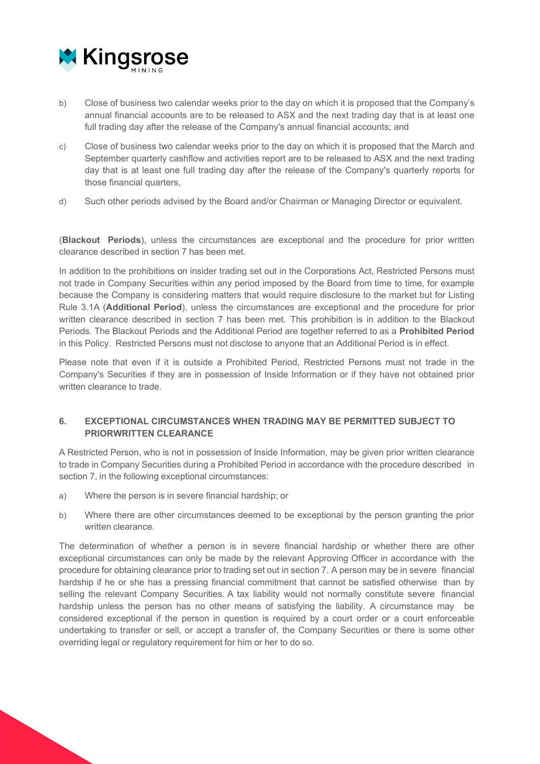b) Close of business two calendar weeks prior to the day on which it is proposed that the Company's annual financial accounts are to be released to ASX and the next trading day that is at least one full trading day after the release of the Company's annual financial accounts; and

c) Close of business two calendar weeks prior to the day on which it is proposed that the March and September quarterly cashflow and activities report are to be released to ASX and the next trading day that is at least one full trading day after the release of the Company's quarterly reports for those financial quarters,

d) Such other periods advised by the Board and/or Chairman or Managing Director or equivalent.

(**Blackout Periods**), unless the circumstances are exceptional and the procedure for prior written clearance described in section 7 has been met.

In addition to the prohibitions on insider trading set out in the Corporations Act, Restricted Persons must not trade in Company Securities within any period imposed by the Board from time to time, for example because the Company is considering matters that would require disclosure to the market but for Listing Rule 3.1A (**Additional Period**), unless the circumstances are exceptional and the procedure for prior written clearance described in section 7 has been met. This prohibition is in addition to the Blackout Periods. The Blackout Periods and the Additional Period are together referred to as a **Prohibited Period** in this Policy. Restricted Persons must not disclose to anyone that an Additional Period is in effect.

Please note that even if it is outside a Prohibited Period, Restricted Persons must not trade in the Company's Securities if they are in possession of Inside Information or if they have not obtained prior written clearance to trade.

## 6. EXCEPTIONAL CIRCUMSTANCES WHEN TRADING MAY BE PERMITTED SUBJECT TO PRIORWRITTEN CLEARANCE

A Restricted Person, who is not in possession of Inside Information, may be given prior written clearance to trade in Company Securities during a Prohibited Period in accordance with the procedure described in section 7, in the following exceptional circumstances:

a) Where the person is in severe financial hardship; or

b) Where there are other circumstances deemed to be exceptional by the person granting the prior written clearance.

The determination of whether a person is in severe financial hardship or whether there are other exceptional circumstances can only be made by the relevant Approving Officer in accordance with the procedure for obtaining clearance prior to trading set out in section 7. A person may be in severe financial hardship if he or she has a pressing financial commitment that cannot be satisfied otherwise than by selling the relevant Company Securities. A tax liability would not normally constitute severe financial hardship unless the person has no other means of satisfying the liability. A circumstance may be considered exceptional if the person in question is required by a court order or a court enforceable undertaking to transfer or sell, or accept a transfer of, the Company Securities or there is some other overriding legal or regulatory requirement for him or her to do so.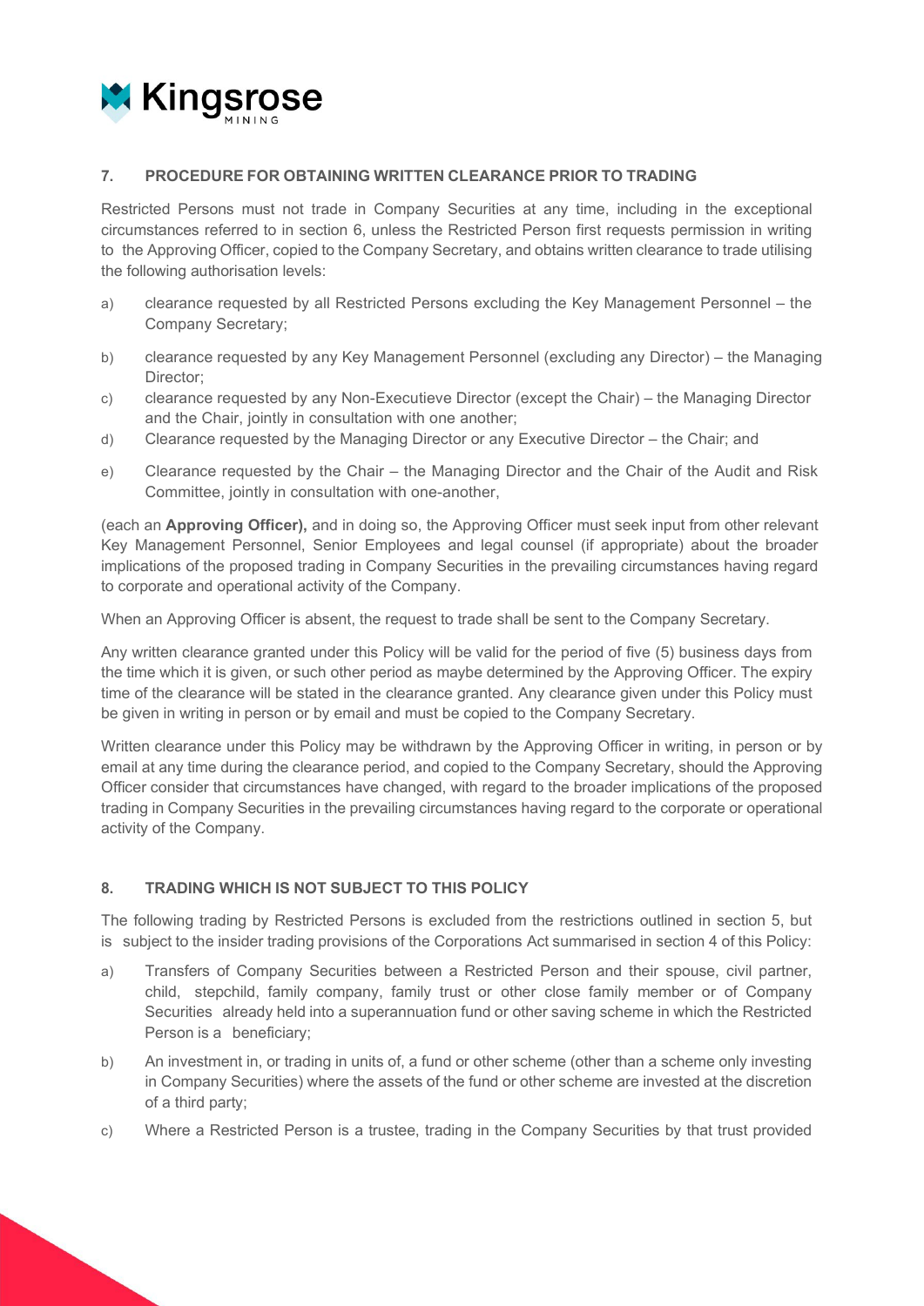## 7. PROCEDURE FOR OBTAINING WRITTEN CLEARANCE PRIOR TO TRADING

Restricted Persons must not trade in Company Securities at any time, including in the exceptional circumstances referred to in section 6, unless the Restricted Person first requests permission in writing to the Approving Officer, copied to the Company Secretary, and obtains written clearance to trade utilising the following authorisation levels:

a) clearance requested by all Restricted Persons excluding the Key Management Personnel – the Company Secretary;

b) clearance requested by any Key Management Personnel (excluding any Director) – the Managing Director;

c) clearance requested by any Non-Executieve Director (except the Chair) – the Managing Director and the Chair, jointly in consultation with one another;

d) Clearance requested by the Managing Director or any Executive Director – the Chair; and

e) Clearance requested by the Chair – the Managing Director and the Chair of the Audit and Risk Committee, jointly in consultation with one-another,

(each an **Approving Officer),** and in doing so, the Approving Officer must seek input from other relevant Key Management Personnel, Senior Employees and legal counsel (if appropriate) about the broader implications of the proposed trading in Company Securities in the prevailing circumstances having regard to corporate and operational activity of the Company.

When an Approving Officer is absent, the request to trade shall be sent to the Company Secretary.

Any written clearance granted under this Policy will be valid for the period of five (5) business days from the time which it is given, or such other period as maybe determined by the Approving Officer. The expiry time of the clearance will be stated in the clearance granted. Any clearance given under this Policy must be given in writing in person or by email and must be copied to the Company Secretary.

Written clearance under this Policy may be withdrawn by the Approving Officer in writing, in person or by email at any time during the clearance period, and copied to the Company Secretary, should the Approving Officer consider that circumstances have changed, with regard to the broader implications of the proposed trading in Company Securities in the prevailing circumstances having regard to the corporate or operational activity of the Company.

## 8. TRADING WHICH IS NOT SUBJECT TO THIS POLICY

The following trading by Restricted Persons is excluded from the restrictions outlined in section 5, but is subject to the insider trading provisions of the Corporations Act summarised in section 4 of this Policy:

a) Transfers of Company Securities between a Restricted Person and their spouse, civil partner, child, stepchild, family company, family trust or other close family member or of Company Securities already held into a superannuation fund or other saving scheme in which the Restricted Person is a beneficiary;

b) An investment in, or trading in units of, a fund or other scheme (other than a scheme only investing in Company Securities) where the assets of the fund or other scheme are invested at the discretion of a third party;

c) Where a Restricted Person is a trustee, trading in the Company Securities by that trust provided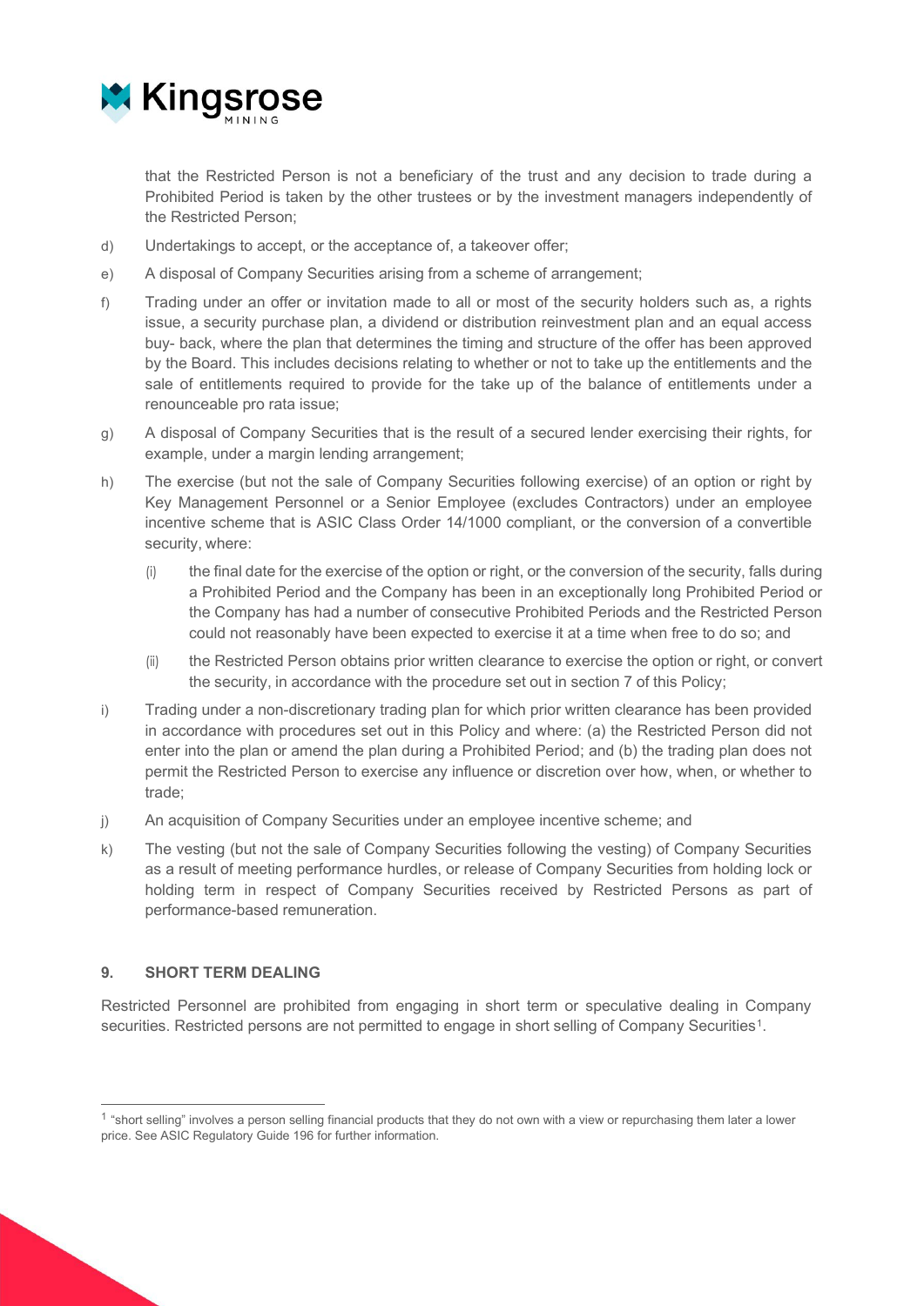that the Restricted Person is not a beneficiary of the trust and any decision to trade during a Prohibited Period is taken by the other trustees or by the investment managers independently of the Restricted Person;

d) Undertakings to accept, or the acceptance of, a takeover offer;

e) A disposal of Company Securities arising from a scheme of arrangement;

f) Trading under an offer or invitation made to all or most of the security holders such as, a rights issue, a security purchase plan, a dividend or distribution reinvestment plan and an equal access buy- back, where the plan that determines the timing and structure of the offer has been approved by the Board. This includes decisions relating to whether or not to take up the entitlements and the sale of entitlements required to provide for the take up of the balance of entitlements under a renounceable pro rata issue;

g) A disposal of Company Securities that is the result of a secured lender exercising their rights, for example, under a margin lending arrangement;

h) The exercise (but not the sale of Company Securities following exercise) of an option or right by Key Management Personnel or a Senior Employee (excludes Contractors) under an employee incentive scheme that is ASIC Class Order 14/1000 compliant, or the conversion of a convertible security, where:

   (i) the final date for the exercise of the option or right, or the conversion of the security, falls during a Prohibited Period and the Company has been in an exceptionally long Prohibited Period or the Company has had a number of consecutive Prohibited Periods and the Restricted Person could not reasonably have been expected to exercise it at a time when free to do so; and

   (ii) the Restricted Person obtains prior written clearance to exercise the option or right, or convert the security, in accordance with the procedure set out in section 7 of this Policy;

i) Trading under a non-discretionary trading plan for which prior written clearance has been provided in accordance with procedures set out in this Policy and where: (a) the Restricted Person did not enter into the plan or amend the plan during a Prohibited Period; and (b) the trading plan does not permit the Restricted Person to exercise any influence or discretion over how, when, or whether to trade;

j) An acquisition of Company Securities under an employee incentive scheme; and

k) The vesting (but not the sale of Company Securities following the vesting) of Company Securities as a result of meeting performance hurdles, or release of Company Securities from holding lock or holding term in respect of Company Securities received by Restricted Persons as part of performance-based remuneration.

## 9. SHORT TERM DEALING

Restricted Personnel are prohibited from engaging in short term or speculative dealing in Company securities. Restricted persons are not permitted to engage in short selling of Company Securities[1].

---

[1] "short selling" involves a person selling financial products that they do not own with a view or repurchasing them later a lower price. See ASIC Regulatory Guide 196 for further information.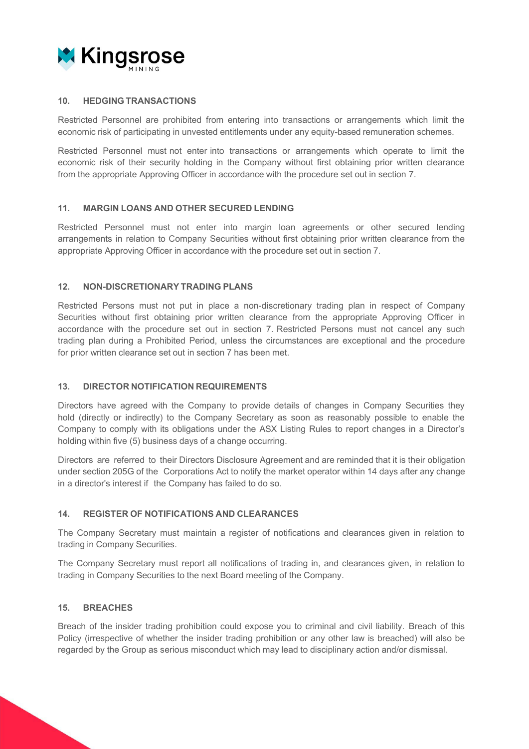## 10. HEDGING TRANSACTIONS

Restricted Personnel are prohibited from entering into transactions or arrangements which limit the economic risk of participating in unvested entitlements under any equity-based remuneration schemes.

Restricted Personnel must not enter into transactions or arrangements which operate to limit the economic risk of their security holding in the Company without first obtaining prior written clearance from the appropriate Approving Officer in accordance with the procedure set out in section 7.

## 11. MARGIN LOANS AND OTHER SECURED LENDING

Restricted Personnel must not enter into margin loan agreements or other secured lending arrangements in relation to Company Securities without first obtaining prior written clearance from the appropriate Approving Officer in accordance with the procedure set out in section 7.

## 12. NON-DISCRETIONARY TRADING PLANS

Restricted Persons must not put in place a non-discretionary trading plan in respect of Company Securities without first obtaining prior written clearance from the appropriate Approving Officer in accordance with the procedure set out in section 7. Restricted Persons must not cancel any such trading plan during a Prohibited Period, unless the circumstances are exceptional and the procedure for prior written clearance set out in section 7 has been met.

## 13. DIRECTOR NOTIFICATION REQUIREMENTS

Directors have agreed with the Company to provide details of changes in Company Securities they hold (directly or indirectly) to the Company Secretary as soon as reasonably possible to enable the Company to comply with its obligations under the ASX Listing Rules to report changes in a Director's holding within five (5) business days of a change occurring.

Directors are referred to their Directors Disclosure Agreement and are reminded that it is their obligation under section 205G of the Corporations Act to notify the market operator within 14 days after any change in a director's interest if the Company has failed to do so.

## 14. REGISTER OF NOTIFICATIONS AND CLEARANCES

The Company Secretary must maintain a register of notifications and clearances given in relation to trading in Company Securities.

The Company Secretary must report all notifications of trading in, and clearances given, in relation to trading in Company Securities to the next Board meeting of the Company.

## 15. BREACHES

Breach of the insider trading prohibition could expose you to criminal and civil liability. Breach of this Policy (irrespective of whether the insider trading prohibition or any other law is breached) will also be regarded by the Group as serious misconduct which may lead to disciplinary action and/or dismissal.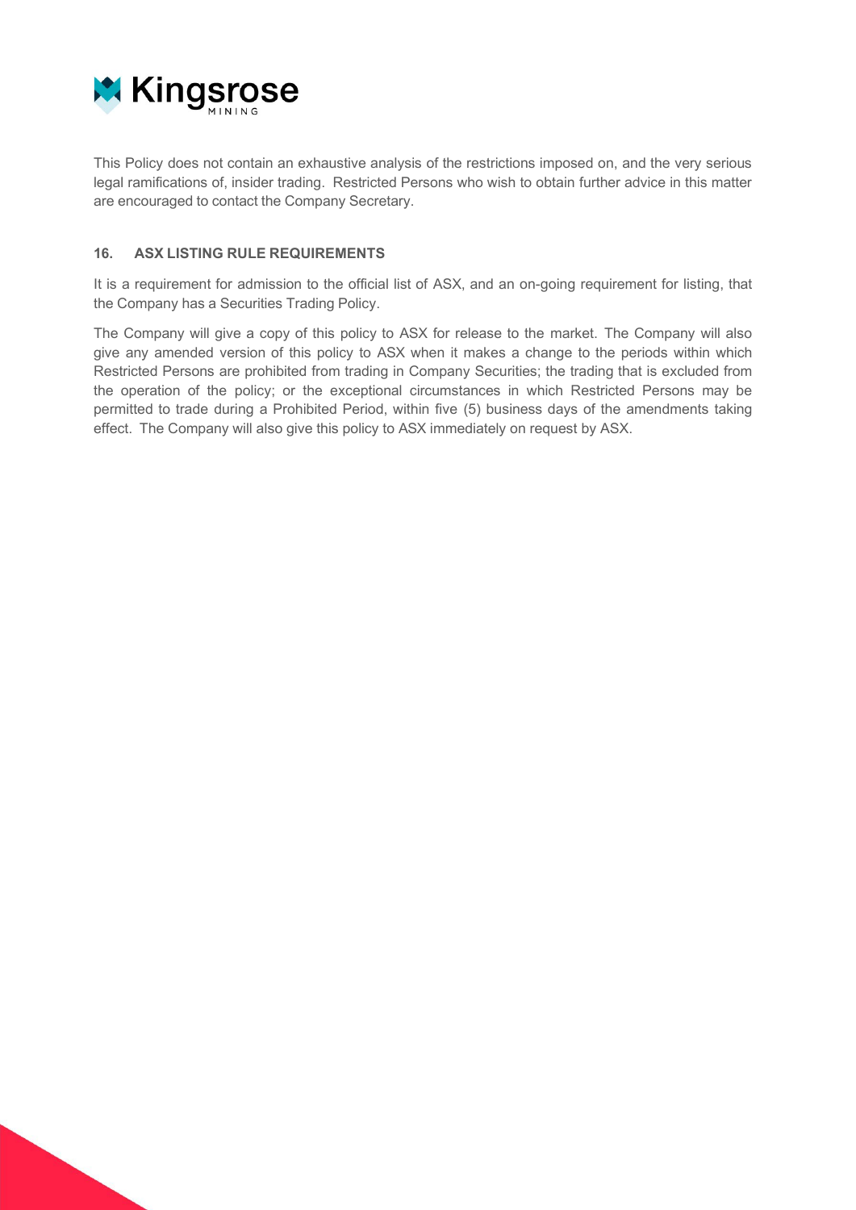This Policy does not contain an exhaustive analysis of the restrictions imposed on, and the very serious legal ramifications of, insider trading. Restricted Persons who wish to obtain further advice in this matter are encouraged to contact the Company Secretary.

## 16. ASX LISTING RULE REQUIREMENTS

It is a requirement for admission to the official list of ASX, and an on-going requirement for listing, that the Company has a Securities Trading Policy.

The Company will give a copy of this policy to ASX for release to the market. The Company will also give any amended version of this policy to ASX when it makes a change to the periods within which Restricted Persons are prohibited from trading in Company Securities; the trading that is excluded from the operation of the policy; or the exceptional circumstances in which Restricted Persons may be permitted to trade during a Prohibited Period, within five (5) business days of the amendments taking effect. The Company will also give this policy to ASX immediately on request by ASX.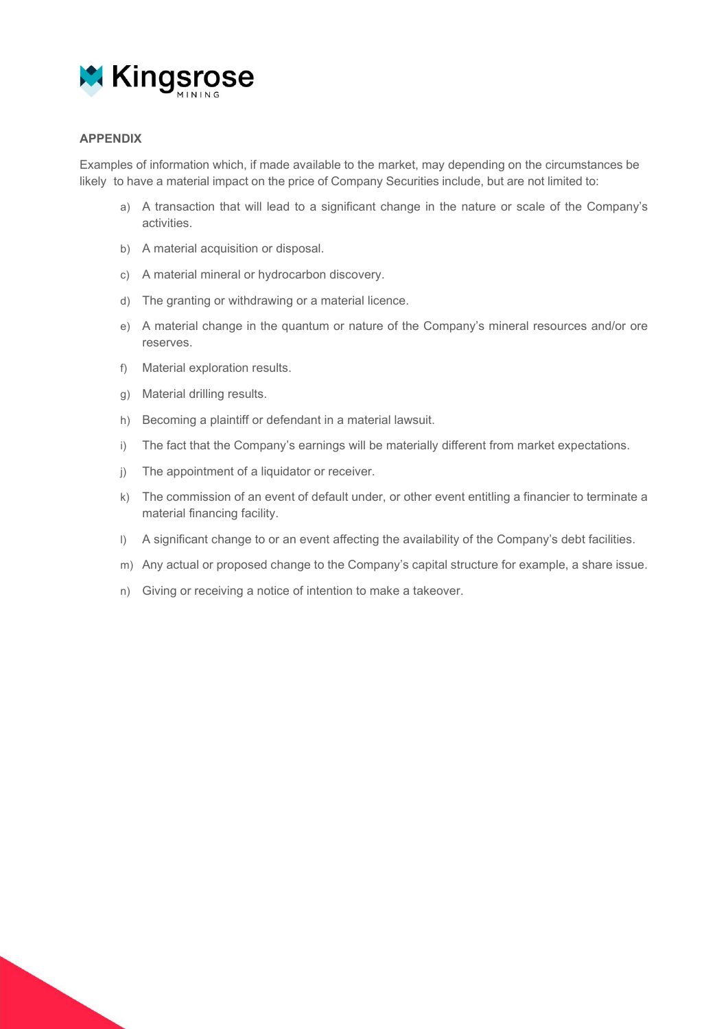## APPENDIX

Examples of information which, if made available to the market, may depending on the circumstances be likely to have a material impact on the price of Company Securities include, but are not limited to:

a) A transaction that will lead to a significant change in the nature or scale of the Company's activities.

b) A material acquisition or disposal.

c) A material mineral or hydrocarbon discovery.

d) The granting or withdrawing or a material licence.

e) A material change in the quantum or nature of the Company's mineral resources and/or ore reserves.

f) Material exploration results.

g) Material drilling results.

h) Becoming a plaintiff or defendant in a material lawsuit.

i) The fact that the Company's earnings will be materially different from market expectations.

j) The appointment of a liquidator or receiver.

k) The commission of an event of default under, or other event entitling a financier to terminate a material financing facility.

l) A significant change to or an event affecting the availability of the Company's debt facilities.

m) Any actual or proposed change to the Company's capital structure for example, a share issue.

n) Giving or receiving a notice of intention to make a takeover.